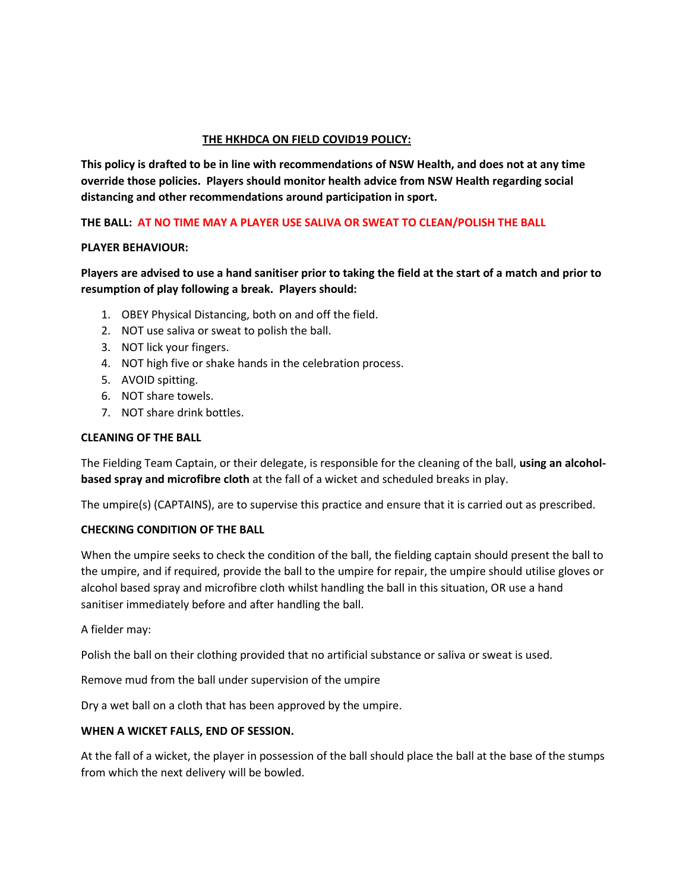# THE HKHDCA ON FIELD COVID19 POLICY:

**This policy is drafted to be in line with recommendations of NSW Health, and does not at any time override those policies. Players should monitor health advice from NSW Health regarding social distancing and other recommendations around participation in sport.**

**THE BALL: AT NO TIME MAY A PLAYER USE SALIVA OR SWEAT TO CLEAN/POLISH THE BALL**

**PLAYER BEHAVIOUR:**

**Players are advised to use a hand sanitiser prior to taking the field at the start of a match and prior to resumption of play following a break. Players should:**

1. OBEY Physical Distancing, both on and off the field.
2. NOT use saliva or sweat to polish the ball.
3. NOT lick your fingers.
4. NOT high five or shake hands in the celebration process.
5. AVOID spitting.
6. NOT share towels.
7. NOT share drink bottles.

**CLEANING OF THE BALL**

The Fielding Team Captain, or their delegate, is responsible for the cleaning of the ball, **using an alcohol-based spray and microfibre cloth** at the fall of a wicket and scheduled breaks in play.

The umpire(s) (CAPTAINS), are to supervise this practice and ensure that it is carried out as prescribed.

**CHECKING CONDITION OF THE BALL**

When the umpire seeks to check the condition of the ball, the fielding captain should present the ball to the umpire, and if required, provide the ball to the umpire for repair, the umpire should utilise gloves or alcohol based spray and microfibre cloth whilst handling the ball in this situation, OR use a hand sanitiser immediately before and after handling the ball.

A fielder may:

Polish the ball on their clothing provided that no artificial substance or saliva or sweat is used.

Remove mud from the ball under supervision of the umpire

Dry a wet ball on a cloth that has been approved by the umpire.

**WHEN A WICKET FALLS, END OF SESSION.**

At the fall of a wicket, the player in possession of the ball should place the ball at the base of the stumps from which the next delivery will be bowled.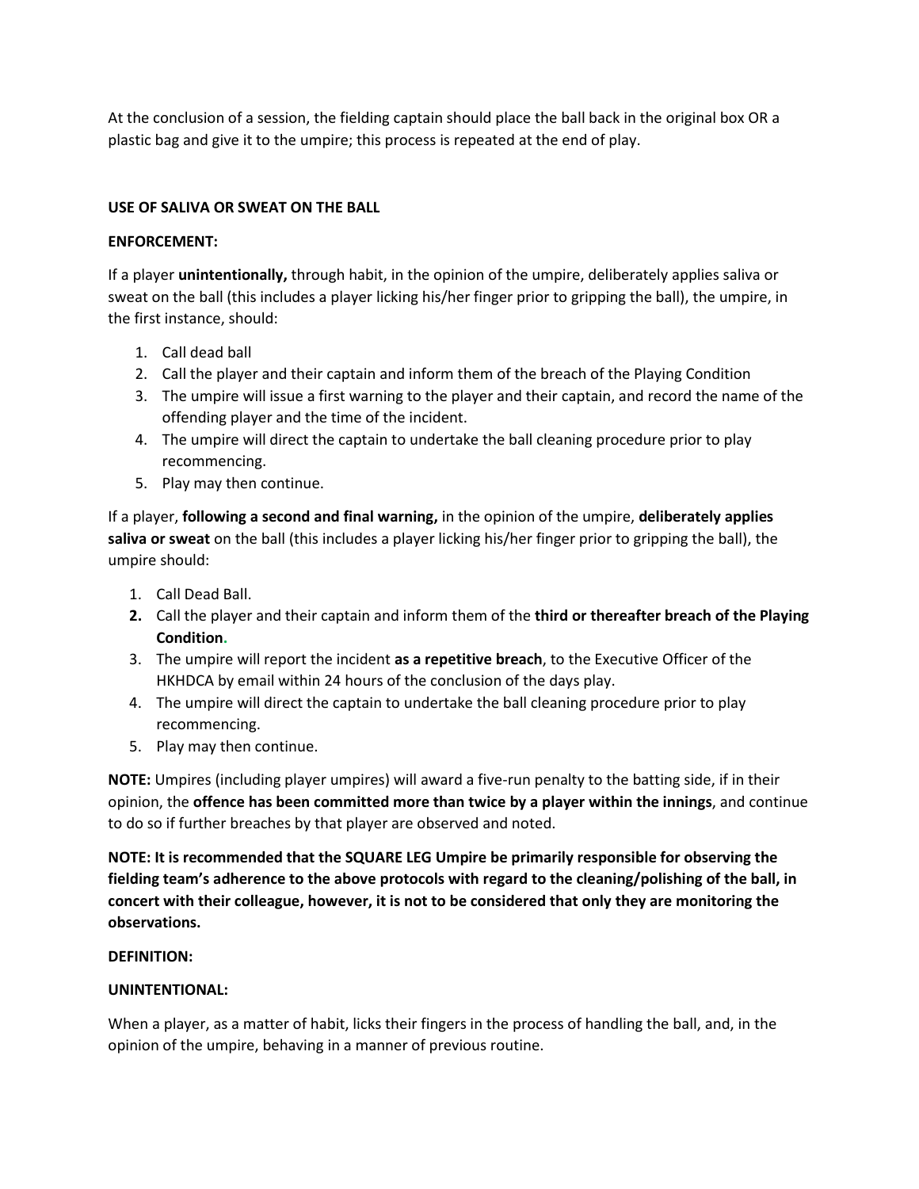At the conclusion of a session, the fielding captain should place the ball back in the original box OR a plastic bag and give it to the umpire; this process is repeated at the end of play.

**USE OF SALIVA OR SWEAT ON THE BALL**

**ENFORCEMENT:**

If a player **unintentionally,** through habit, in the opinion of the umpire, deliberately applies saliva or sweat on the ball (this includes a player licking his/her finger prior to gripping the ball), the umpire, in the first instance, should:

1. Call dead ball
2. Call the player and their captain and inform them of the breach of the Playing Condition
3. The umpire will issue a first warning to the player and their captain, and record the name of the offending player and the time of the incident.
4. The umpire will direct the captain to undertake the ball cleaning procedure prior to play recommencing.
5. Play may then continue.

If a player, **following a second and final warning,** in the opinion of the umpire, **deliberately applies saliva or sweat** on the ball (this includes a player licking his/her finger prior to gripping the ball), the umpire should:

1. Call Dead Ball.
2. Call the player and their captain and inform them of the **third or thereafter breach of the Playing Condition.**
3. The umpire will report the incident **as a repetitive breach**, to the Executive Officer of the HKHDCA by email within 24 hours of the conclusion of the days play.
4. The umpire will direct the captain to undertake the ball cleaning procedure prior to play recommencing.
5. Play may then continue.

**NOTE:** Umpires (including player umpires) will award a five-run penalty to the batting side, if in their opinion, the **offence has been committed more than twice by a player within the innings**, and continue to do so if further breaches by that player are observed and noted.

**NOTE: It is recommended that the SQUARE LEG Umpire be primarily responsible for observing the fielding team's adherence to the above protocols with regard to the cleaning/polishing of the ball, in concert with their colleague, however, it is not to be considered that only they are monitoring the observations.**

**DEFINITION:**

**UNINTENTIONAL:**

When a player, as a matter of habit, licks their fingers in the process of handling the ball, and, in the opinion of the umpire, behaving in a manner of previous routine.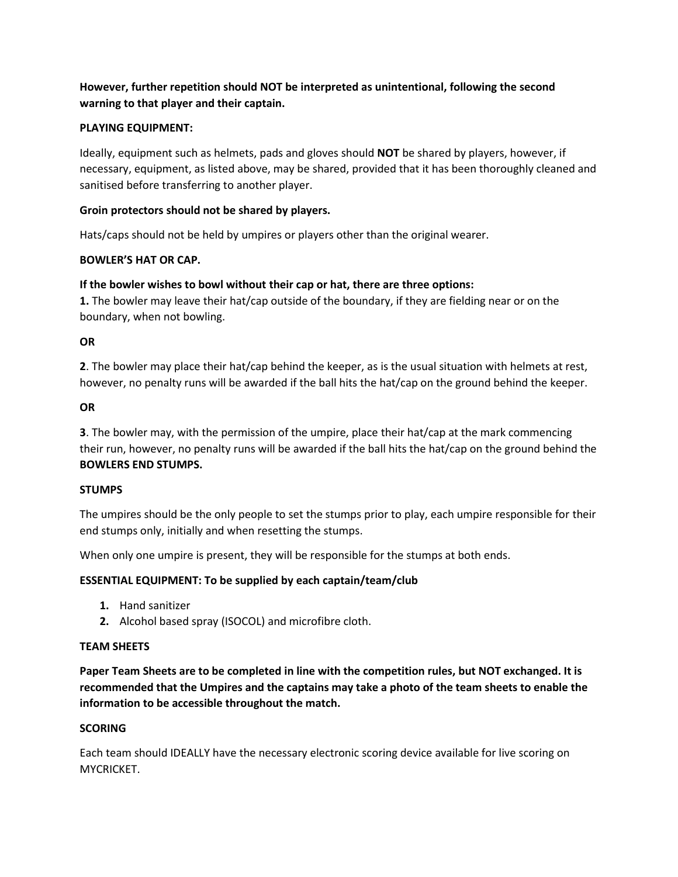**However, further repetition should NOT be interpreted as unintentional, following the second warning to that player and their captain.**

**PLAYING EQUIPMENT:**

Ideally, equipment such as helmets, pads and gloves should **NOT** be shared by players, however, if necessary, equipment, as listed above, may be shared, provided that it has been thoroughly cleaned and sanitised before transferring to another player.

**Groin protectors should not be shared by players.**

Hats/caps should not be held by umpires or players other than the original wearer.

**BOWLER'S HAT OR CAP.**

**If the bowler wishes to bowl without their cap or hat, there are three options:**
**1.** The bowler may leave their hat/cap outside of the boundary, if they are fielding near or on the boundary, when not bowling.

**OR**

**2**. The bowler may place their hat/cap behind the keeper, as is the usual situation with helmets at rest, however, no penalty runs will be awarded if the ball hits the hat/cap on the ground behind the keeper.

**OR**

**3**. The bowler may, with the permission of the umpire, place their hat/cap at the mark commencing their run, however, no penalty runs will be awarded if the ball hits the hat/cap on the ground behind the **BOWLERS END STUMPS.**

**STUMPS**

The umpires should be the only people to set the stumps prior to play, each umpire responsible for their end stumps only, initially and when resetting the stumps.

When only one umpire is present, they will be responsible for the stumps at both ends.

**ESSENTIAL EQUIPMENT: To be supplied by each captain/team/club**

1. Hand sanitizer
2. Alcohol based spray (ISOCOL) and microfibre cloth.

**TEAM SHEETS**

**Paper Team Sheets are to be completed in line with the competition rules, but NOT exchanged. It is recommended that the Umpires and the captains may take a photo of the team sheets to enable the information to be accessible throughout the match.**

**SCORING**

Each team should IDEALLY have the necessary electronic scoring device available for live scoring on MYCRICKET.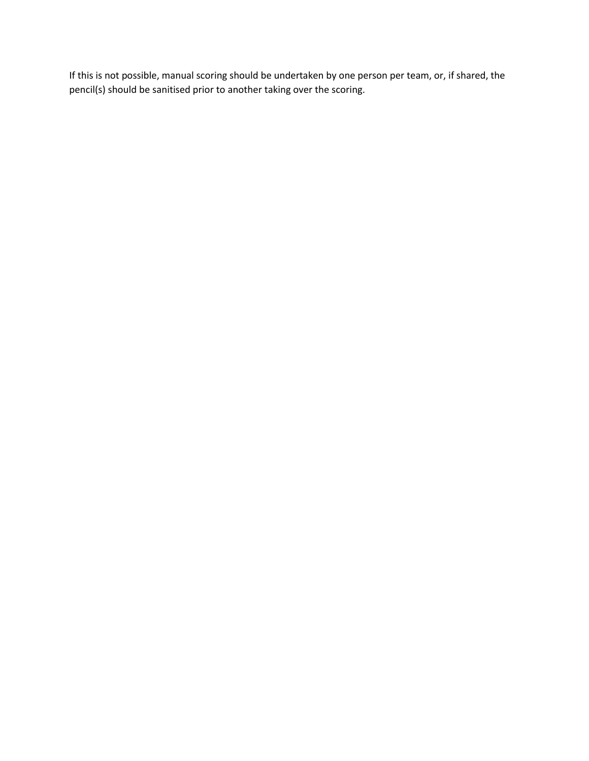If this is not possible, manual scoring should be undertaken by one person per team, or, if shared, the pencil(s) should be sanitised prior to another taking over the scoring.